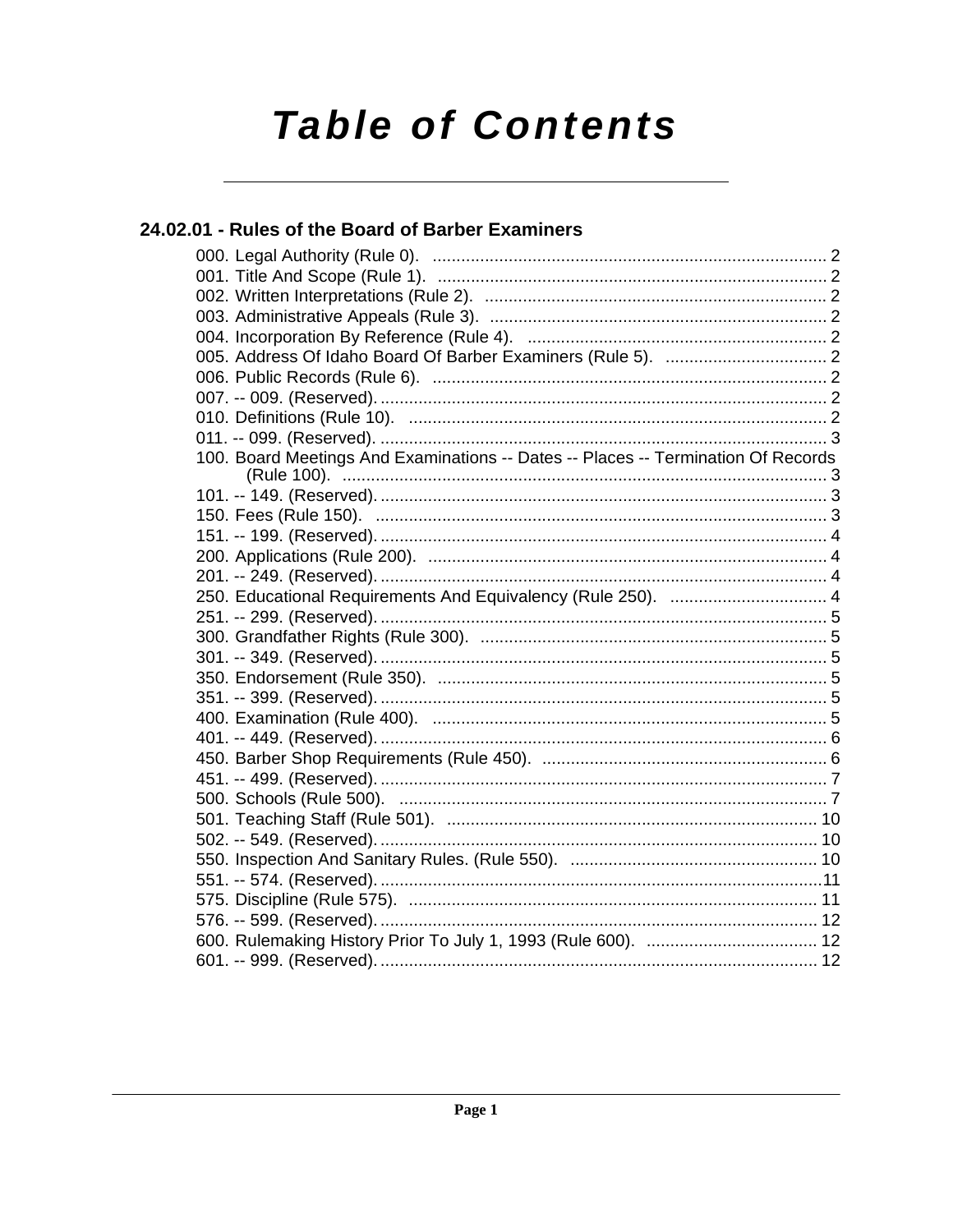# Table of Contents

## 24.02.01 - Rules of the Board of Barber Examiners

000. Legal Authority (Rule 0). .......... 2
001. Title And Scope (Rule 1). .......... 2
002. Written Interpretations (Rule 2). .......... 2
003. Administrative Appeals (Rule 3). .......... 2
004. Incorporation By Reference (Rule 4). .......... 2
005. Address Of Idaho Board Of Barber Examiners (Rule 5). .......... 2
006. Public Records (Rule 6). .......... 2
007. -- 009. (Reserved). .......... 2
010. Definitions (Rule 10). .......... 2
011. -- 099. (Reserved). .......... 3
100. Board Meetings And Examinations -- Dates -- Places -- Termination Of Records (Rule 100). .......... 3
101. -- 149. (Reserved). .......... 3
150. Fees (Rule 150). .......... 3
151. -- 199. (Reserved). .......... 4
200. Applications (Rule 200). .......... 4
201. -- 249. (Reserved). .......... 4
250. Educational Requirements And Equivalency (Rule 250). .......... 4
251. -- 299. (Reserved). .......... 5
300. Grandfather Rights (Rule 300). .......... 5
301. -- 349. (Reserved). .......... 5
350. Endorsement (Rule 350). .......... 5
351. -- 399. (Reserved). .......... 5
400. Examination (Rule 400). .......... 5
401. -- 449. (Reserved). .......... 6
450. Barber Shop Requirements (Rule 450). .......... 6
451. -- 499. (Reserved). .......... 7
500. Schools (Rule 500). .......... 7
501. Teaching Staff (Rule 501). .......... 10
502. -- 549. (Reserved). .......... 10
550. Inspection And Sanitary Rules. (Rule 550). .......... 10
551. -- 574. (Reserved). .......... 11
575. Discipline (Rule 575). .......... 11
576. -- 599. (Reserved). .......... 12
600. Rulemaking History Prior To July 1, 1993 (Rule 600). .......... 12
601. -- 999. (Reserved). .......... 12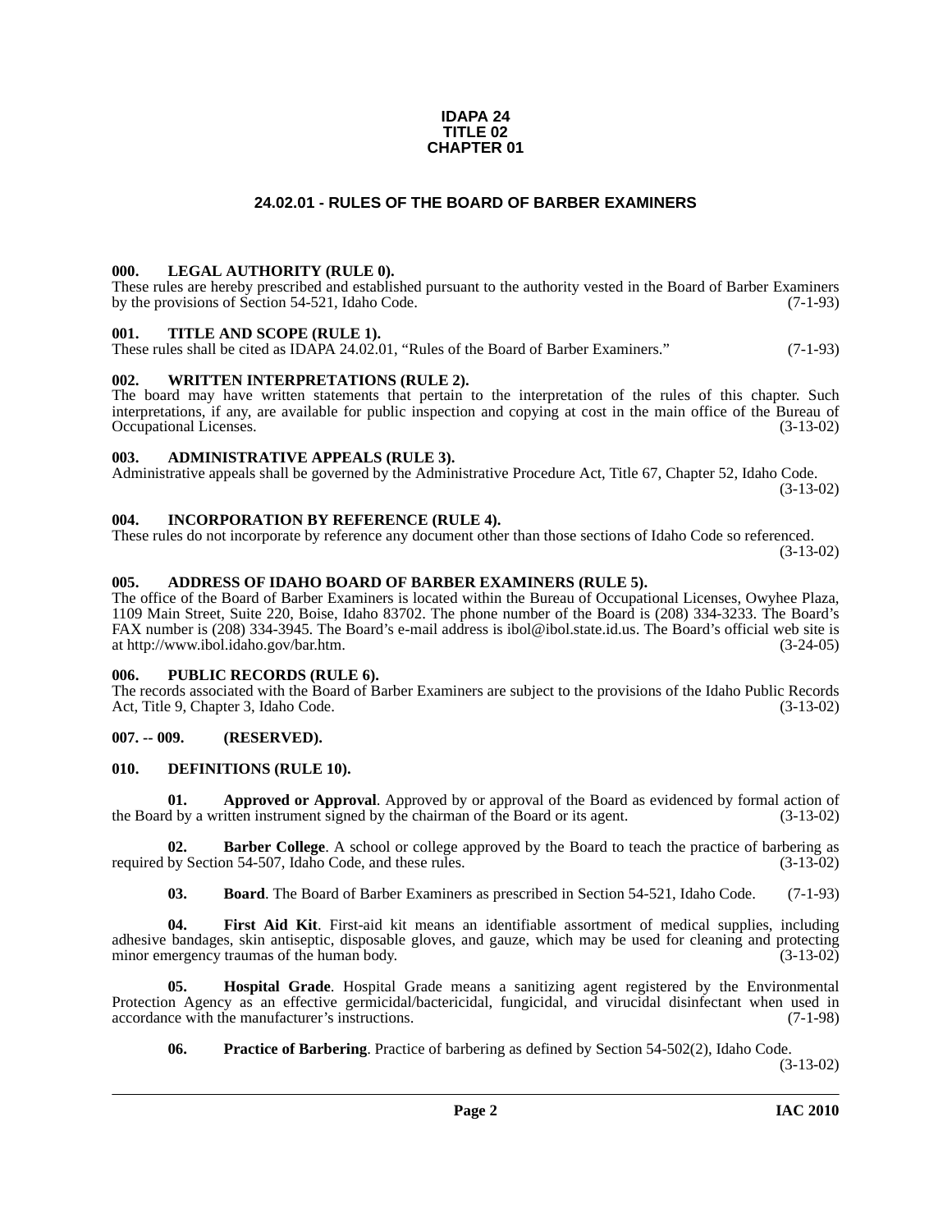**IDAPA 24**
**TITLE 02**
**CHAPTER 01**

# 24.02.01 - RULES OF THE BOARD OF BARBER EXAMINERS

### 000. LEGAL AUTHORITY (RULE 0).

These rules are hereby prescribed and established pursuant to the authority vested in the Board of Barber Examiners by the provisions of Section 54-521, Idaho Code. (7-1-93)

### 001. TITLE AND SCOPE (RULE 1).

These rules shall be cited as IDAPA 24.02.01, "Rules of the Board of Barber Examiners." (7-1-93)

### 002. WRITTEN INTERPRETATIONS (RULE 2).

The board may have written statements that pertain to the interpretation of the rules of this chapter. Such interpretations, if any, are available for public inspection and copying at cost in the main office of the Bureau of Occupational Licenses. (3-13-02)

### 003. ADMINISTRATIVE APPEALS (RULE 3).

Administrative appeals shall be governed by the Administrative Procedure Act, Title 67, Chapter 52, Idaho Code. (3-13-02)

### 004. INCORPORATION BY REFERENCE (RULE 4).

These rules do not incorporate by reference any document other than those sections of Idaho Code so referenced. (3-13-02)

### 005. ADDRESS OF IDAHO BOARD OF BARBER EXAMINERS (RULE 5).

The office of the Board of Barber Examiners is located within the Bureau of Occupational Licenses, Owyhee Plaza, 1109 Main Street, Suite 220, Boise, Idaho 83702. The phone number of the Board is (208) 334-3233. The Board's FAX number is (208) 334-3945. The Board's e-mail address is ibol@ibol.state.id.us. The Board's official web site is at http://www.ibol.idaho.gov/bar.htm. (3-24-05)

### 006. PUBLIC RECORDS (RULE 6).

The records associated with the Board of Barber Examiners are subject to the provisions of the Idaho Public Records Act, Title 9, Chapter 3, Idaho Code. (3-13-02)

### 007. -- 009. (RESERVED).

### 010. DEFINITIONS (RULE 10).

**01. Approved or Approval**. Approved by or approval of the Board as evidenced by formal action of the Board by a written instrument signed by the chairman of the Board or its agent. (3-13-02)

**02. Barber College**. A school or college approved by the Board to teach the practice of barbering as required by Section 54-507, Idaho Code, and these rules. (3-13-02)

**03. Board**. The Board of Barber Examiners as prescribed in Section 54-521, Idaho Code. (7-1-93)

**04. First Aid Kit**. First-aid kit means an identifiable assortment of medical supplies, including adhesive bandages, skin antiseptic, disposable gloves, and gauze, which may be used for cleaning and protecting minor emergency traumas of the human body. (3-13-02)

**05. Hospital Grade**. Hospital Grade means a sanitizing agent registered by the Environmental Protection Agency as an effective germicidal/bactericidal, fungicidal, and virucidal disinfectant when used in accordance with the manufacturer's instructions. (7-1-98)

**06. Practice of Barbering**. Practice of barbering as defined by Section 54-502(2), Idaho Code. (3-13-02)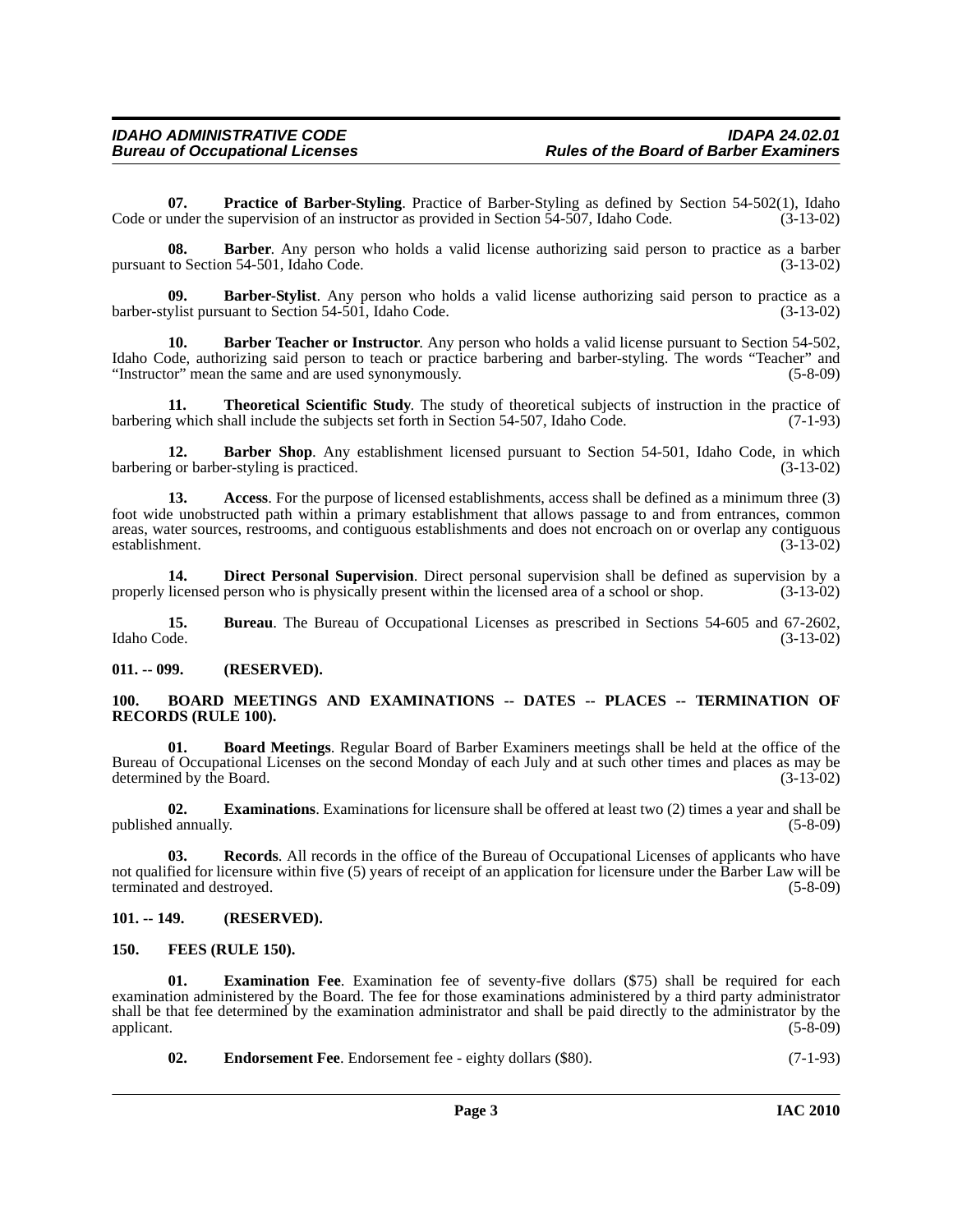**07. Practice of Barber-Styling**. Practice of Barber-Styling as defined by Section 54-502(1), Idaho Code or under the supervision of an instructor as provided in Section 54-507, Idaho Code. (3-13-02)

**08. Barber**. Any person who holds a valid license authorizing said person to practice as a barber pursuant to Section 54-501, Idaho Code. (3-13-02)

**09. Barber-Stylist**. Any person who holds a valid license authorizing said person to practice as a barber-stylist pursuant to Section 54-501, Idaho Code. (3-13-02)

**10. Barber Teacher or Instructor**. Any person who holds a valid license pursuant to Section 54-502, Idaho Code, authorizing said person to teach or practice barbering and barber-styling. The words "Teacher" and "Instructor" mean the same and are used synonymously. (5-8-09)

**11. Theoretical Scientific Study**. The study of theoretical subjects of instruction in the practice of barbering which shall include the subjects set forth in Section 54-507, Idaho Code. (7-1-93)

**12. Barber Shop**. Any establishment licensed pursuant to Section 54-501, Idaho Code, in which barbering or barber-styling is practiced. (3-13-02)

**13. Access**. For the purpose of licensed establishments, access shall be defined as a minimum three (3) foot wide unobstructed path within a primary establishment that allows passage to and from entrances, common areas, water sources, restrooms, and contiguous establishments and does not encroach on or overlap any contiguous establishment. (3-13-02)

**14. Direct Personal Supervision**. Direct personal supervision shall be defined as supervision by a properly licensed person who is physically present within the licensed area of a school or shop. (3-13-02)

**15. Bureau**. The Bureau of Occupational Licenses as prescribed in Sections 54-605 and 67-2602, Idaho Code. (3-13-02)

## 011. -- 099. (RESERVED).

## 100. BOARD MEETINGS AND EXAMINATIONS -- DATES -- PLACES -- TERMINATION OF RECORDS (RULE 100).

**01. Board Meetings**. Regular Board of Barber Examiners meetings shall be held at the office of the Bureau of Occupational Licenses on the second Monday of each July and at such other times and places as may be determined by the Board. (3-13-02)

**02. Examinations**. Examinations for licensure shall be offered at least two (2) times a year and shall be published annually. (5-8-09)

**03. Records**. All records in the office of the Bureau of Occupational Licenses of applicants who have not qualified for licensure within five (5) years of receipt of an application for licensure under the Barber Law will be terminated and destroyed. (5-8-09)

## 101. -- 149. (RESERVED).

## 150. FEES (RULE 150).

**01. Examination Fee**. Examination fee of seventy-five dollars ($75) shall be required for each examination administered by the Board. The fee for those examinations administered by a third party administrator shall be that fee determined by the examination administrator and shall be paid directly to the administrator by the applicant. (5-8-09)

**02. Endorsement Fee**. Endorsement fee - eighty dollars ($80). (7-1-93)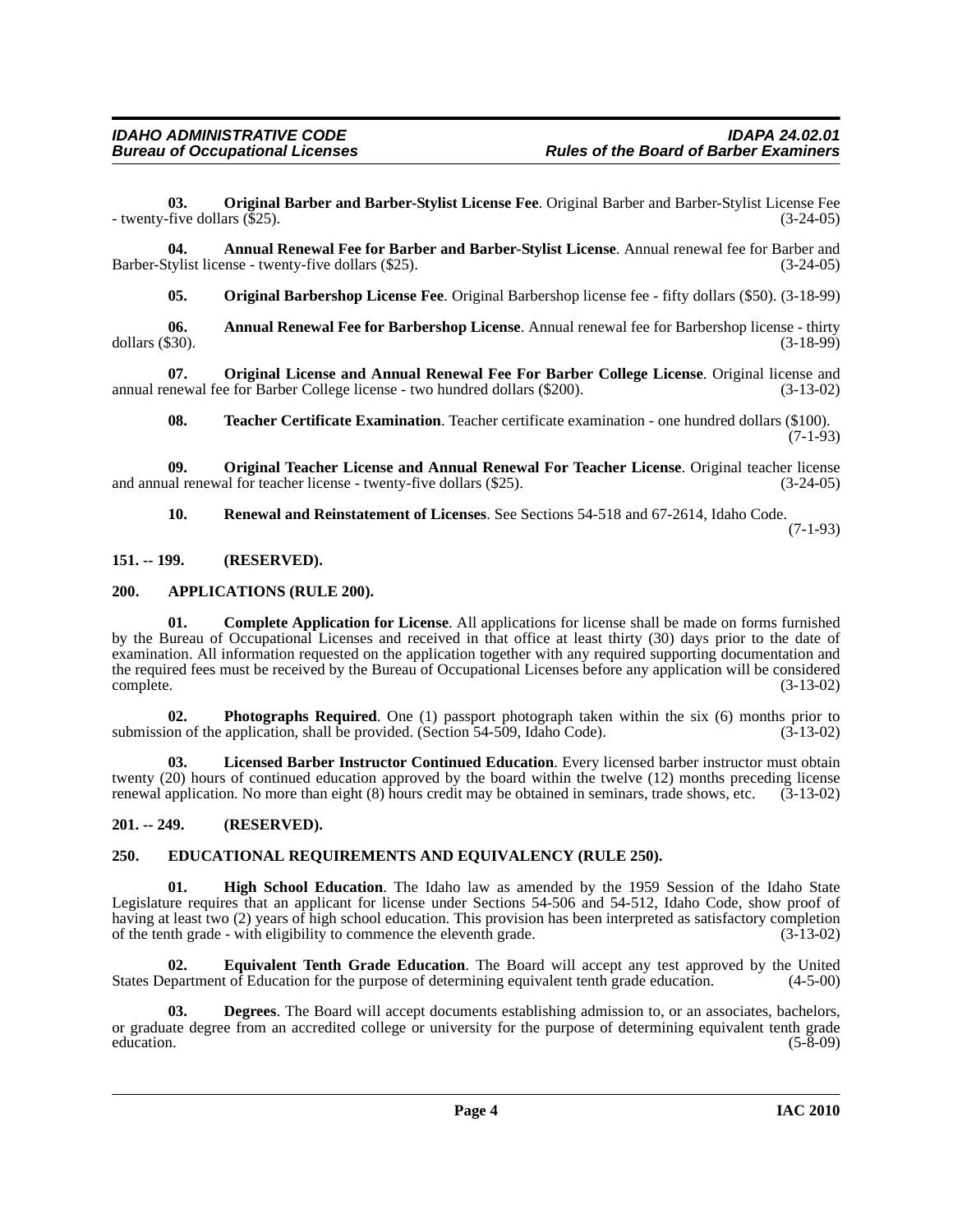**03. Original Barber and Barber-Stylist License Fee**. Original Barber and Barber-Stylist License Fee - twenty-five dollars ($25). (3-24-05)

**04. Annual Renewal Fee for Barber and Barber-Stylist License**. Annual renewal fee for Barber and Barber-Stylist license - twenty-five dollars ($25). (3-24-05)

**05. Original Barbershop License Fee**. Original Barbershop license fee - fifty dollars ($50). (3-18-99)

**06. Annual Renewal Fee for Barbershop License**. Annual renewal fee for Barbershop license - thirty dollars ($30). (3-18-99)

**07. Original License and Annual Renewal Fee For Barber College License**. Original license and annual renewal fee for Barber College license - two hundred dollars ($200). (3-13-02)

**08. Teacher Certificate Examination**. Teacher certificate examination - one hundred dollars ($100). (7-1-93)

**09. Original Teacher License and Annual Renewal For Teacher License**. Original teacher license and annual renewal for teacher license - twenty-five dollars ($25). (3-24-05)

**10. Renewal and Reinstatement of Licenses**. See Sections 54-518 and 67-2614, Idaho Code. (7-1-93)

### 151. -- 199. (RESERVED).

### 200. APPLICATIONS (RULE 200).

**01. Complete Application for License**. All applications for license shall be made on forms furnished by the Bureau of Occupational Licenses and received in that office at least thirty (30) days prior to the date of examination. All information requested on the application together with any required supporting documentation and the required fees must be received by the Bureau of Occupational Licenses before any application will be considered complete. (3-13-02)

**02. Photographs Required**. One (1) passport photograph taken within the six (6) months prior to submission of the application, shall be provided. (Section 54-509, Idaho Code). (3-13-02)

**03. Licensed Barber Instructor Continued Education**. Every licensed barber instructor must obtain twenty (20) hours of continued education approved by the board within the twelve (12) months preceding license renewal application. No more than eight (8) hours credit may be obtained in seminars, trade shows, etc. (3-13-02)

### 201. -- 249. (RESERVED).

### 250. EDUCATIONAL REQUIREMENTS AND EQUIVALENCY (RULE 250).

**01. High School Education**. The Idaho law as amended by the 1959 Session of the Idaho State Legislature requires that an applicant for license under Sections 54-506 and 54-512, Idaho Code, show proof of having at least two (2) years of high school education. This provision has been interpreted as satisfactory completion of the tenth grade - with eligibility to commence the eleventh grade. (3-13-02)

**02. Equivalent Tenth Grade Education**. The Board will accept any test approved by the United States Department of Education for the purpose of determining equivalent tenth grade education. (4-5-00)

**03. Degrees**. The Board will accept documents establishing admission to, or an associates, bachelors, or graduate degree from an accredited college or university for the purpose of determining equivalent tenth grade education. (5-8-09)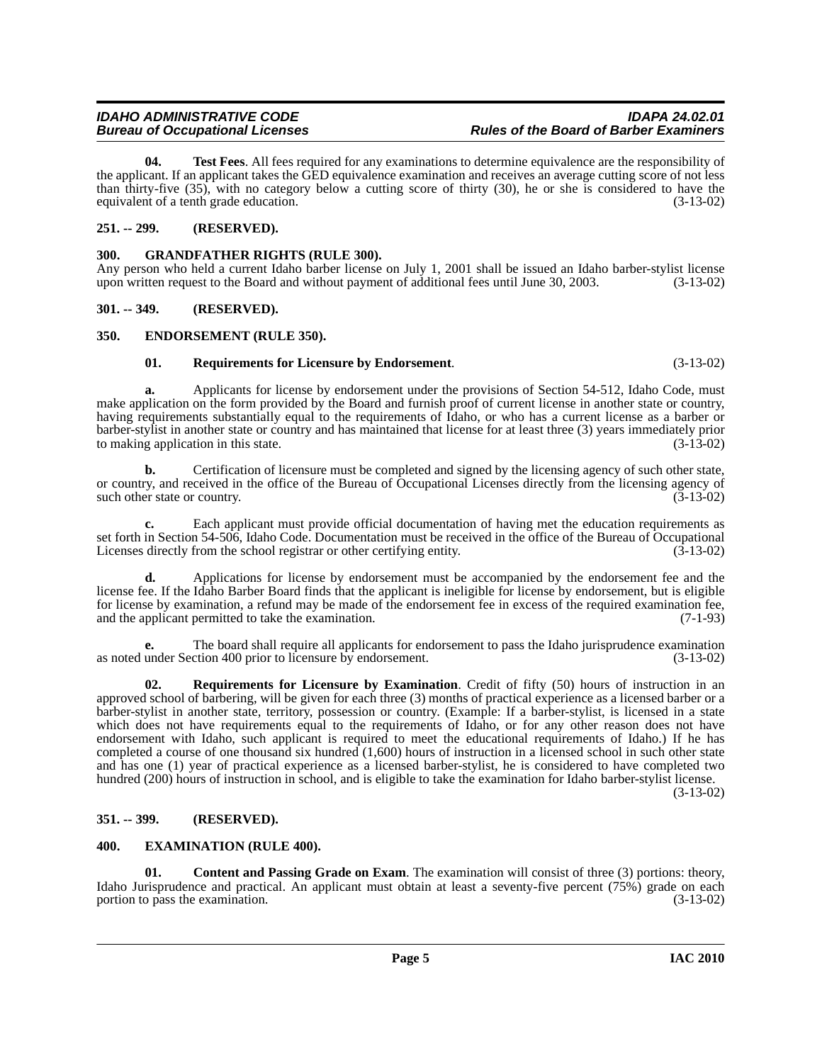**04. Test Fees**. All fees required for any examinations to determine equivalence are the responsibility of the applicant. If an applicant takes the GED equivalence examination and receives an average cutting score of not less than thirty-five (35), with no category below a cutting score of thirty (30), he or she is considered to have the equivalent of a tenth grade education. (3-13-02)

## 251. -- 299. (RESERVED).

## 300. GRANDFATHER RIGHTS (RULE 300).

Any person who held a current Idaho barber license on July 1, 2001 shall be issued an Idaho barber-stylist license upon written request to the Board and without payment of additional fees until June 30, 2003. (3-13-02)

## 301. -- 349. (RESERVED).

## 350. ENDORSEMENT (RULE 350).

**01. Requirements for Licensure by Endorsement**. (3-13-02)

**a.** Applicants for license by endorsement under the provisions of Section 54-512, Idaho Code, must make application on the form provided by the Board and furnish proof of current license in another state or country, having requirements substantially equal to the requirements of Idaho, or who has a current license as a barber or barber-stylist in another state or country and has maintained that license for at least three (3) years immediately prior to making application in this state. (3-13-02)

**b.** Certification of licensure must be completed and signed by the licensing agency of such other state, or country, and received in the office of the Bureau of Occupational Licenses directly from the licensing agency of such other state or country. (3-13-02)

**c.** Each applicant must provide official documentation of having met the education requirements as set forth in Section 54-506, Idaho Code. Documentation must be received in the office of the Bureau of Occupational Licenses directly from the school registrar or other certifying entity. (3-13-02)

**d.** Applications for license by endorsement must be accompanied by the endorsement fee and the license fee. If the Idaho Barber Board finds that the applicant is ineligible for license by endorsement, but is eligible for license by examination, a refund may be made of the endorsement fee in excess of the required examination fee, and the applicant permitted to take the examination. (7-1-93)

**e.** The board shall require all applicants for endorsement to pass the Idaho jurisprudence examination as noted under Section 400 prior to licensure by endorsement. (3-13-02)

**02. Requirements for Licensure by Examination**. Credit of fifty (50) hours of instruction in an approved school of barbering, will be given for each three (3) months of practical experience as a licensed barber or a barber-stylist in another state, territory, possession or country. (Example: If a barber-stylist, is licensed in a state which does not have requirements equal to the requirements of Idaho, or for any other reason does not have endorsement with Idaho, such applicant is required to meet the educational requirements of Idaho.) If he has completed a course of one thousand six hundred (1,600) hours of instruction in a licensed school in such other state and has one (1) year of practical experience as a licensed barber-stylist, he is considered to have completed two hundred (200) hours of instruction in school, and is eligible to take the examination for Idaho barber-stylist license. (3-13-02)

## 351. -- 399. (RESERVED).

## 400. EXAMINATION (RULE 400).

**01. Content and Passing Grade on Exam**. The examination will consist of three (3) portions: theory, Idaho Jurisprudence and practical. An applicant must obtain at least a seventy-five percent (75%) grade on each portion to pass the examination. (3-13-02)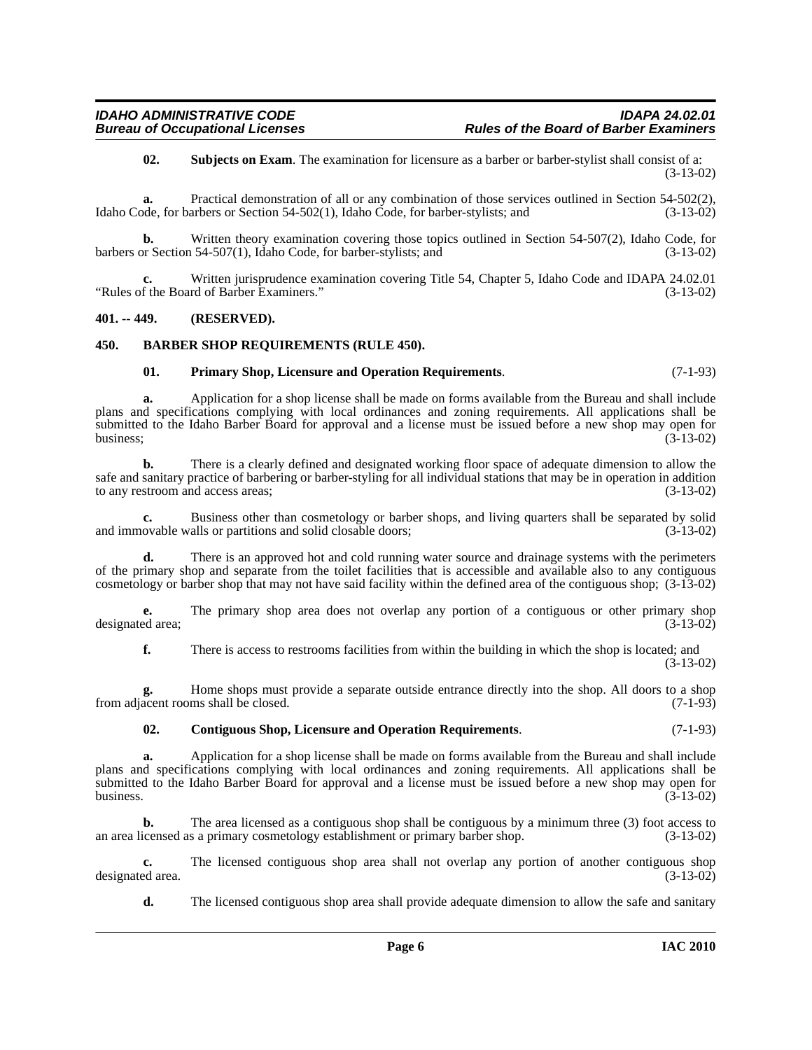**02. Subjects on Exam**. The examination for licensure as a barber or barber-stylist shall consist of a: (3-13-02)

**a.** Practical demonstration of all or any combination of those services outlined in Section 54-502(2), Idaho Code, for barbers or Section 54-502(1), Idaho Code, for barber-stylists; and (3-13-02)

**b.** Written theory examination covering those topics outlined in Section 54-507(2), Idaho Code, for barbers or Section 54-507(1), Idaho Code, for barber-stylists; and (3-13-02)

**c.** Written jurisprudence examination covering Title 54, Chapter 5, Idaho Code and IDAPA 24.02.01 "Rules of the Board of Barber Examiners." (3-13-02)

## 401. -- 449. (RESERVED).

## 450. BARBER SHOP REQUIREMENTS (RULE 450).

**01. Primary Shop, Licensure and Operation Requirements**. (7-1-93)

**a.** Application for a shop license shall be made on forms available from the Bureau and shall include plans and specifications complying with local ordinances and zoning requirements. All applications shall be submitted to the Idaho Barber Board for approval and a license must be issued before a new shop may open for business; (3-13-02)

**b.** There is a clearly defined and designated working floor space of adequate dimension to allow the safe and sanitary practice of barbering or barber-styling for all individual stations that may be in operation in addition to any restroom and access areas; (3-13-02)

**c.** Business other than cosmetology or barber shops, and living quarters shall be separated by solid and immovable walls or partitions and solid closable doors; (3-13-02)

**d.** There is an approved hot and cold running water source and drainage systems with the perimeters of the primary shop and separate from the toilet facilities that is accessible and available also to any contiguous cosmetology or barber shop that may not have said facility within the defined area of the contiguous shop; (3-13-02)

**e.** The primary shop area does not overlap any portion of a contiguous or other primary shop designated area; (3-13-02)

**f.** There is access to restrooms facilities from within the building in which the shop is located; and (3-13-02)

**g.** Home shops must provide a separate outside entrance directly into the shop. All doors to a shop from adjacent rooms shall be closed. (7-1-93)

**02. Contiguous Shop, Licensure and Operation Requirements**. (7-1-93)

**a.** Application for a shop license shall be made on forms available from the Bureau and shall include plans and specifications complying with local ordinances and zoning requirements. All applications shall be submitted to the Idaho Barber Board for approval and a license must be issued before a new shop may open for business. (3-13-02)

**b.** The area licensed as a contiguous shop shall be contiguous by a minimum three (3) foot access to an area licensed as a primary cosmetology establishment or primary barber shop. (3-13-02)

**c.** The licensed contiguous shop area shall not overlap any portion of another contiguous shop designated area. (3-13-02)

**d.** The licensed contiguous shop area shall provide adequate dimension to allow the safe and sanitary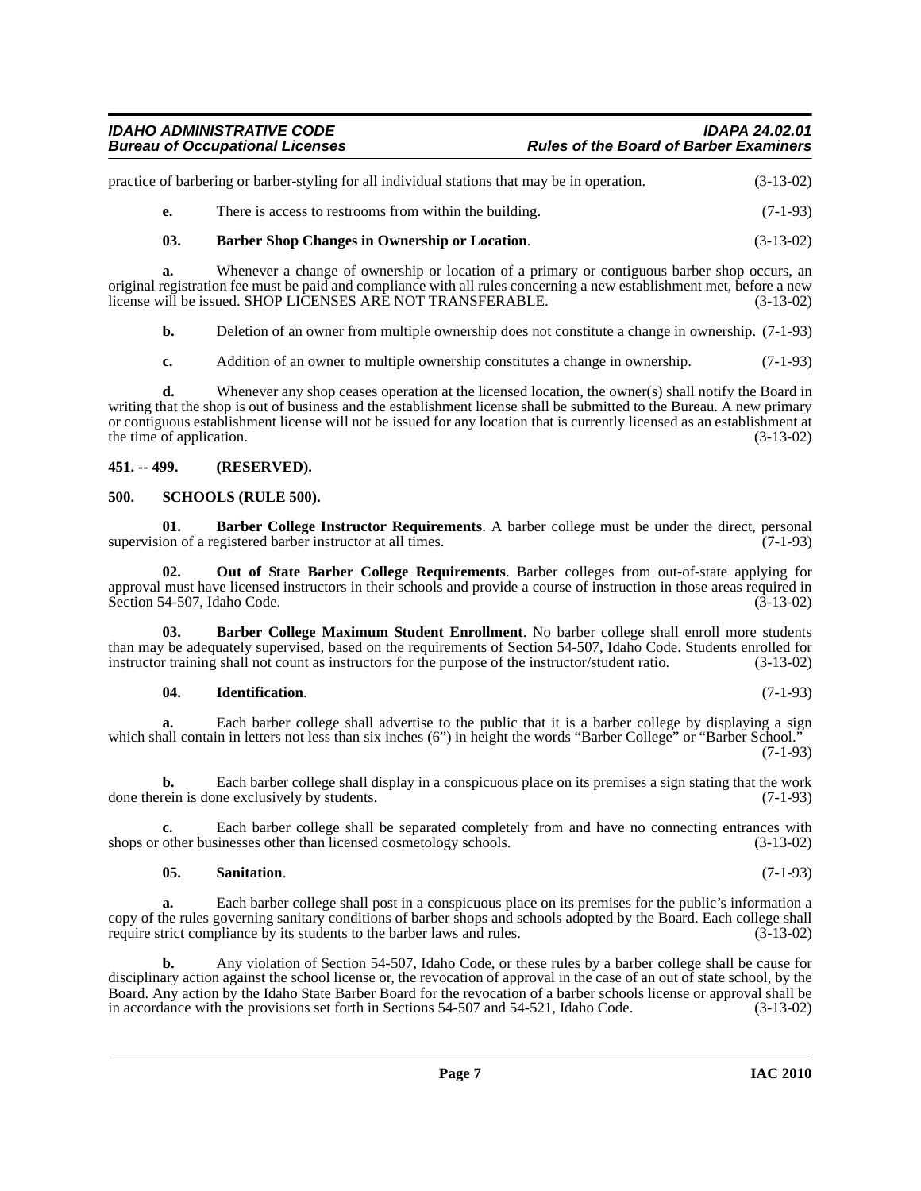practice of barbering or barber-styling for all individual stations that may be in operation. (3-13-02)

**e.** There is access to restrooms from within the building. (7-1-93)

**03. Barber Shop Changes in Ownership or Location**. (3-13-02)

**a.** Whenever a change of ownership or location of a primary or contiguous barber shop occurs, an original registration fee must be paid and compliance with all rules concerning a new establishment met, before a new license will be issued. SHOP LICENSES ARE NOT TRANSFERABLE. (3-13-02)

**b.** Deletion of an owner from multiple ownership does not constitute a change in ownership. (7-1-93)

**c.** Addition of an owner to multiple ownership constitutes a change in ownership. (7-1-93)

**d.** Whenever any shop ceases operation at the licensed location, the owner(s) shall notify the Board in writing that the shop is out of business and the establishment license shall be submitted to the Bureau. A new primary or contiguous establishment license will not be issued for any location that is currently licensed as an establishment at the time of application. (3-13-02)

## 451. -- 499. (RESERVED).

## 500. SCHOOLS (RULE 500).

**01. Barber College Instructor Requirements**. A barber college must be under the direct, personal supervision of a registered barber instructor at all times. (7-1-93)

**02. Out of State Barber College Requirements**. Barber colleges from out-of-state applying for approval must have licensed instructors in their schools and provide a course of instruction in those areas required in Section 54-507, Idaho Code. (3-13-02)

**03. Barber College Maximum Student Enrollment**. No barber college shall enroll more students than may be adequately supervised, based on the requirements of Section 54-507, Idaho Code. Students enrolled for instructor training shall not count as instructors for the purpose of the instructor/student ratio. (3-13-02)

**04. Identification**. (7-1-93)

**a.** Each barber college shall advertise to the public that it is a barber college by displaying a sign which shall contain in letters not less than six inches (6") in height the words "Barber College" or "Barber School." (7-1-93)

**b.** Each barber college shall display in a conspicuous place on its premises a sign stating that the work done therein is done exclusively by students. (7-1-93)

**c.** Each barber college shall be separated completely from and have no connecting entrances with shops or other businesses other than licensed cosmetology schools. (3-13-02)

**05. Sanitation**. (7-1-93)

**a.** Each barber college shall post in a conspicuous place on its premises for the public's information a copy of the rules governing sanitary conditions of barber shops and schools adopted by the Board. Each college shall require strict compliance by its students to the barber laws and rules. (3-13-02)

**b.** Any violation of Section 54-507, Idaho Code, or these rules by a barber college shall be cause for disciplinary action against the school license or, the revocation of approval in the case of an out of state school, by the Board. Any action by the Idaho State Barber Board for the revocation of a barber schools license or approval shall be in accordance with the provisions set forth in Sections 54-507 and 54-521, Idaho Code. (3-13-02)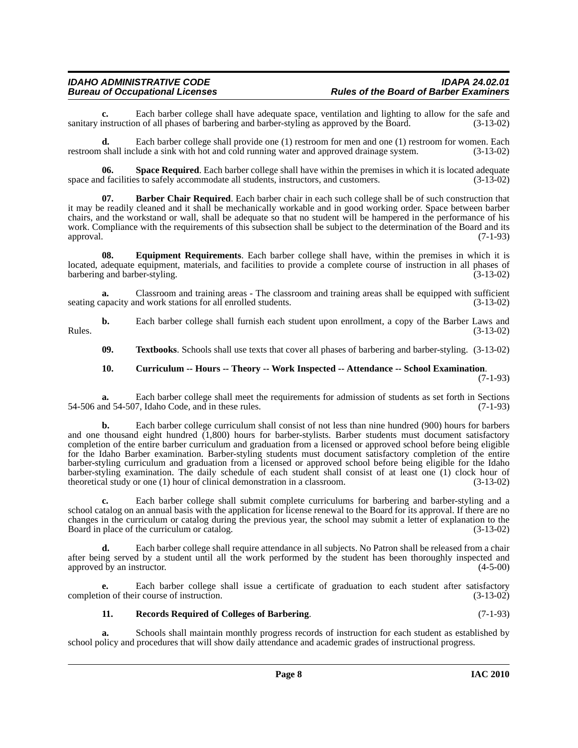**c.** Each barber college shall have adequate space, ventilation and lighting to allow for the safe and sanitary instruction of all phases of barbering and barber-styling as approved by the Board. (3-13-02)

**d.** Each barber college shall provide one (1) restroom for men and one (1) restroom for women. Each restroom shall include a sink with hot and cold running water and approved drainage system. (3-13-02)

**06. Space Required**. Each barber college shall have within the premises in which it is located adequate space and facilities to safely accommodate all students, instructors, and customers. (3-13-02)

**07. Barber Chair Required**. Each barber chair in each such college shall be of such construction that it may be readily cleaned and it shall be mechanically workable and in good working order. Space between barber chairs, and the workstand or wall, shall be adequate so that no student will be hampered in the performance of his work. Compliance with the requirements of this subsection shall be subject to the determination of the Board and its approval. (7-1-93)

**08. Equipment Requirements**. Each barber college shall have, within the premises in which it is located, adequate equipment, materials, and facilities to provide a complete course of instruction in all phases of barbering and barber-styling. (3-13-02)

**a.** Classroom and training areas - The classroom and training areas shall be equipped with sufficient seating capacity and work stations for all enrolled students. (3-13-02)

**b.** Each barber college shall furnish each student upon enrollment, a copy of the Barber Laws and Rules. (3-13-02)

**09. Textbooks**. Schools shall use texts that cover all phases of barbering and barber-styling. (3-13-02)

**10. Curriculum -- Hours -- Theory -- Work Inspected -- Attendance -- School Examination**. (7-1-93)

**a.** Each barber college shall meet the requirements for admission of students as set forth in Sections 54-506 and 54-507, Idaho Code, and in these rules. (7-1-93)

**b.** Each barber college curriculum shall consist of not less than nine hundred (900) hours for barbers and one thousand eight hundred (1,800) hours for barber-stylists. Barber students must document satisfactory completion of the entire barber curriculum and graduation from a licensed or approved school before being eligible for the Idaho Barber examination. Barber-styling students must document satisfactory completion of the entire barber-styling curriculum and graduation from a licensed or approved school before being eligible for the Idaho barber-styling examination. The daily schedule of each student shall consist of at least one (1) clock hour of theoretical study or one (1) hour of clinical demonstration in a classroom. (3-13-02)

**c.** Each barber college shall submit complete curriculums for barbering and barber-styling and a school catalog on an annual basis with the application for license renewal to the Board for its approval. If there are no changes in the curriculum or catalog during the previous year, the school may submit a letter of explanation to the Board in place of the curriculum or catalog. (3-13-02)

**d.** Each barber college shall require attendance in all subjects. No Patron shall be released from a chair after being served by a student until all the work performed by the student has been thoroughly inspected and approved by an instructor. (4-5-00)

**e.** Each barber college shall issue a certificate of graduation to each student after satisfactory completion of their course of instruction. (3-13-02)

**11. Records Required of Colleges of Barbering**. (7-1-93)

**a.** Schools shall maintain monthly progress records of instruction for each student as established by school policy and procedures that will show daily attendance and academic grades of instructional progress.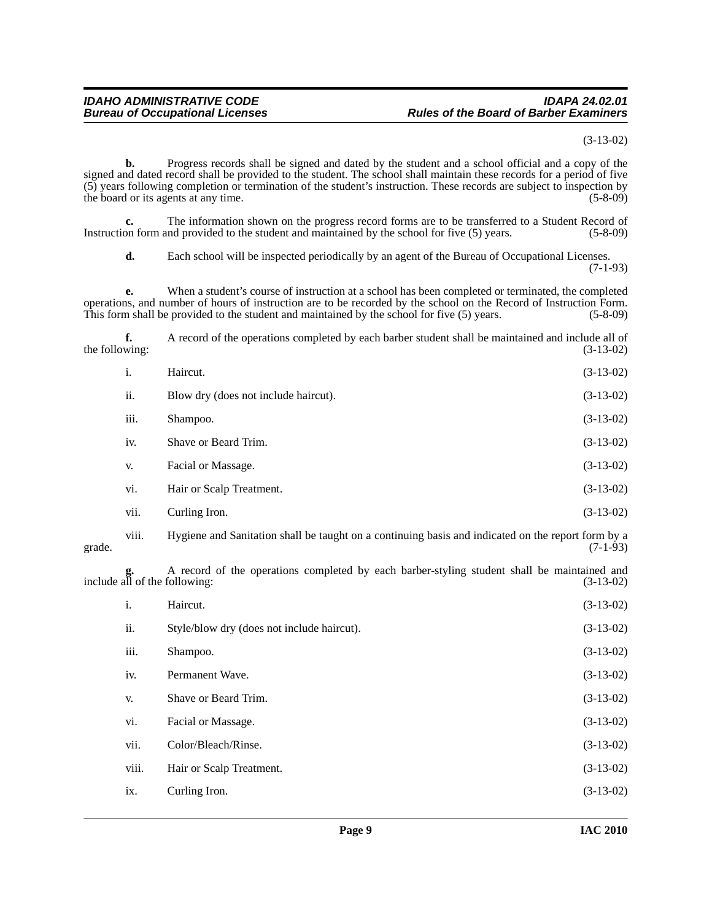(3-13-02)

**b.** Progress records shall be signed and dated by the student and a school official and a copy of the signed and dated record shall be provided to the student. The school shall maintain these records for a period of five (5) years following completion or termination of the student's instruction. These records are subject to inspection by the board or its agents at any time. (5-8-09)

**c.** The information shown on the progress record forms are to be transferred to a Student Record of Instruction form and provided to the student and maintained by the school for five (5) years. (5-8-09)

**d.** Each school will be inspected periodically by an agent of the Bureau of Occupational Licenses. (7-1-93)

**e.** When a student's course of instruction at a school has been completed or terminated, the completed operations, and number of hours of instruction are to be recorded by the school on the Record of Instruction Form. This form shall be provided to the student and maintained by the school for five (5) years. (5-8-09)

**f.** A record of the operations completed by each barber student shall be maintained and include all of the following: (3-13-02)

i. Haircut. (3-13-02)

ii. Blow dry (does not include haircut). (3-13-02)

iii. Shampoo. (3-13-02)

iv. Shave or Beard Trim. (3-13-02)

v. Facial or Massage. (3-13-02)

vi. Hair or Scalp Treatment. (3-13-02)

vii. Curling Iron. (3-13-02)

viii. Hygiene and Sanitation shall be taught on a continuing basis and indicated on the report form by a grade. (7-1-93)

**g.** A record of the operations completed by each barber-styling student shall be maintained and include all of the following: (3-13-02)

i. Haircut. (3-13-02)

ii. Style/blow dry (does not include haircut). (3-13-02)

iii. Shampoo. (3-13-02)

iv. Permanent Wave. (3-13-02)

v. Shave or Beard Trim. (3-13-02)

vi. Facial or Massage. (3-13-02)

vii. Color/Bleach/Rinse. (3-13-02)

viii. Hair or Scalp Treatment. (3-13-02)

ix. Curling Iron. (3-13-02)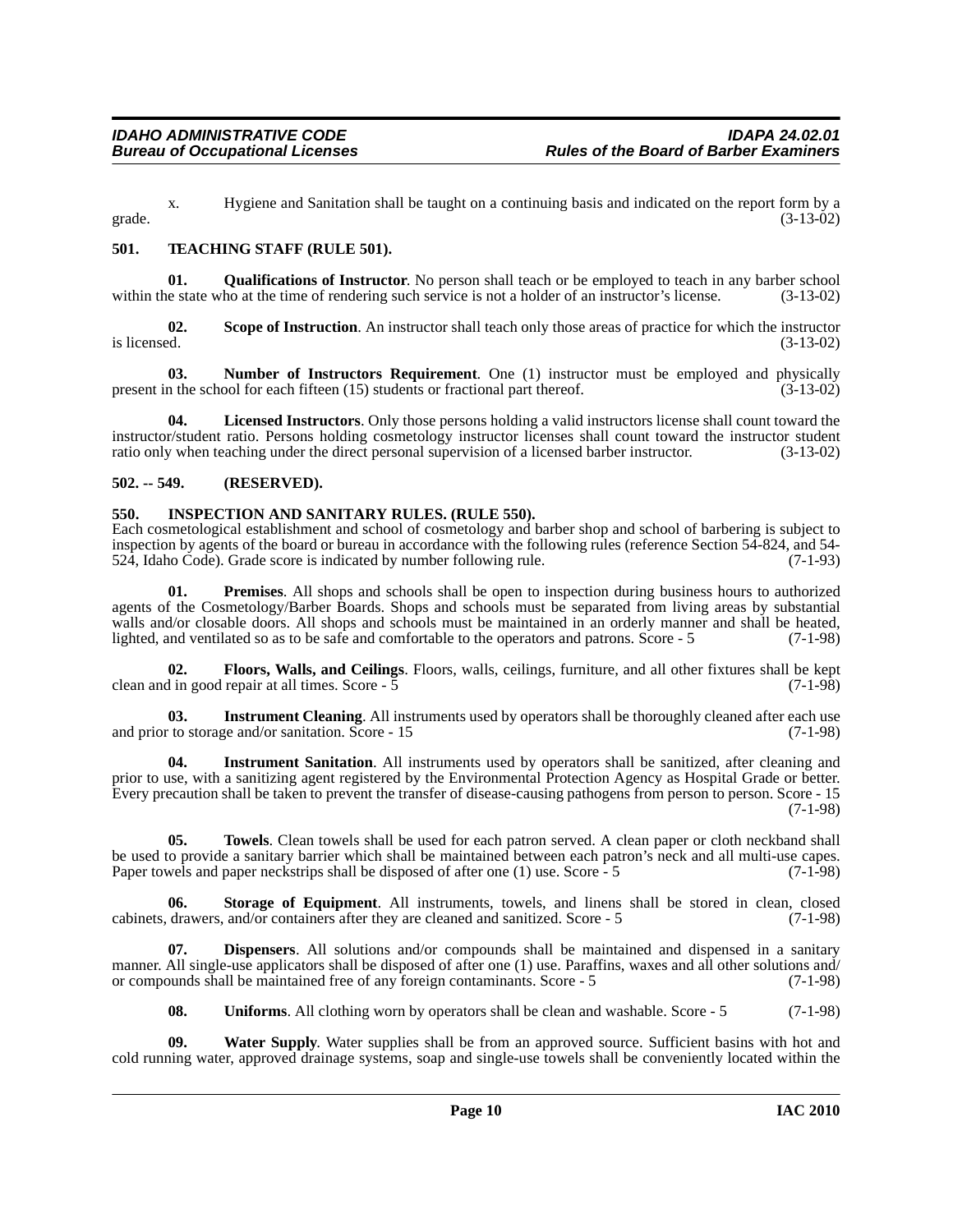x. Hygiene and Sanitation shall be taught on a continuing basis and indicated on the report form by a grade. (3-13-02)

## 501. TEACHING STAFF (RULE 501).

**01. Qualifications of Instructor**. No person shall teach or be employed to teach in any barber school within the state who at the time of rendering such service is not a holder of an instructor's license. (3-13-02)

**02. Scope of Instruction**. An instructor shall teach only those areas of practice for which the instructor is licensed. (3-13-02)

**03. Number of Instructors Requirement**. One (1) instructor must be employed and physically present in the school for each fifteen (15) students or fractional part thereof. (3-13-02)

**04. Licensed Instructors**. Only those persons holding a valid instructors license shall count toward the instructor/student ratio. Persons holding cosmetology instructor licenses shall count toward the instructor student ratio only when teaching under the direct personal supervision of a licensed barber instructor. (3-13-02)

## 502. -- 549. (RESERVED).

## 550. INSPECTION AND SANITARY RULES. (RULE 550).

Each cosmetological establishment and school of cosmetology and barber shop and school of barbering is subject to inspection by agents of the board or bureau in accordance with the following rules (reference Section 54-824, and 54-524, Idaho Code). Grade score is indicated by number following rule. (7-1-93)

**01. Premises**. All shops and schools shall be open to inspection during business hours to authorized agents of the Cosmetology/Barber Boards. Shops and schools must be separated from living areas by substantial walls and/or closable doors. All shops and schools must be maintained in an orderly manner and shall be heated, lighted, and ventilated so as to be safe and comfortable to the operators and patrons. Score - 5 (7-1-98)

**02. Floors, Walls, and Ceilings**. Floors, walls, ceilings, furniture, and all other fixtures shall be kept clean and in good repair at all times. Score - 5 (7-1-98)

**03. Instrument Cleaning**. All instruments used by operators shall be thoroughly cleaned after each use and prior to storage and/or sanitation. Score - 15 (7-1-98)

**04. Instrument Sanitation**. All instruments used by operators shall be sanitized, after cleaning and prior to use, with a sanitizing agent registered by the Environmental Protection Agency as Hospital Grade or better. Every precaution shall be taken to prevent the transfer of disease-causing pathogens from person to person. Score - 15 (7-1-98)

**05. Towels**. Clean towels shall be used for each patron served. A clean paper or cloth neckband shall be used to provide a sanitary barrier which shall be maintained between each patron's neck and all multi-use capes. Paper towels and paper neckstrips shall be disposed of after one (1) use. Score - 5 (7-1-98)

**06. Storage of Equipment**. All instruments, towels, and linens shall be stored in clean, closed cabinets, drawers, and/or containers after they are cleaned and sanitized. Score - 5 (7-1-98)

**07. Dispensers**. All solutions and/or compounds shall be maintained and dispensed in a sanitary manner. All single-use applicators shall be disposed of after one (1) use. Paraffins, waxes and all other solutions and/or compounds shall be maintained free of any foreign contaminants. Score - 5 (7-1-98)

**08. Uniforms**. All clothing worn by operators shall be clean and washable. Score - 5 (7-1-98)

**09. Water Supply**. Water supplies shall be from an approved source. Sufficient basins with hot and cold running water, approved drainage systems, soap and single-use towels shall be conveniently located within the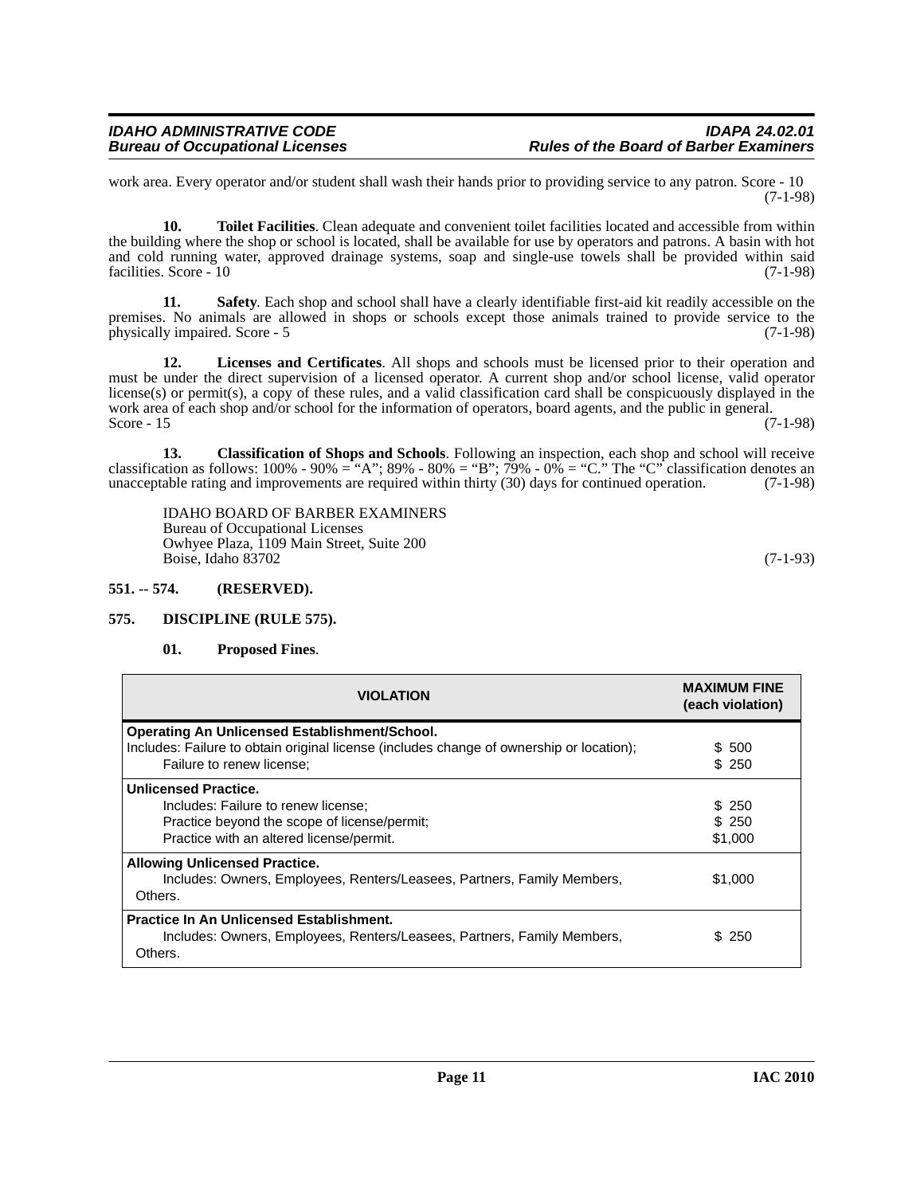work area. Every operator and/or student shall wash their hands prior to providing service to any patron. Score - 10 (7-1-98)

**10. Toilet Facilities**. Clean adequate and convenient toilet facilities located and accessible from within the building where the shop or school is located, shall be available for use by operators and patrons. A basin with hot and cold running water, approved drainage systems, soap and single-use towels shall be provided within said facilities. Score - 10 (7-1-98)

**11. Safety**. Each shop and school shall have a clearly identifiable first-aid kit readily accessible on the premises. No animals are allowed in shops or schools except those animals trained to provide service to the physically impaired. Score - 5 (7-1-98)

**12. Licenses and Certificates**. All shops and schools must be licensed prior to their operation and must be under the direct supervision of a licensed operator. A current shop and/or school license, valid operator license(s) or permit(s), a copy of these rules, and a valid classification card shall be conspicuously displayed in the work area of each shop and/or school for the information of operators, board agents, and the public in general. Score - 15 (7-1-98)

**13. Classification of Shops and Schools**. Following an inspection, each shop and school will receive classification as follows: 100% - 90% = "A"; 89% - 80% = "B"; 79% - 0% = "C." The "C" classification denotes an unacceptable rating and improvements are required within thirty (30) days for continued operation. (7-1-98)

IDAHO BOARD OF BARBER EXAMINERS
Bureau of Occupational Licenses
Owhyee Plaza, 1109 Main Street, Suite 200
Boise, Idaho 83702 (7-1-93)

## 551. -- 574. (RESERVED).

## 575. DISCIPLINE (RULE 575).

**01. Proposed Fines**.

| VIOLATION | MAXIMUM FINE (each violation) |
|---|---|
| **Operating An Unlicensed Establishment/School.** | |
| Includes: Failure to obtain original license (includes change of ownership or location); | $ 500 |
| Failure to renew license; | $ 250 |
| **Unlicensed Practice.** | |
| Includes: Failure to renew license; | $ 250 |
| Practice beyond the scope of license/permit; | $ 250 |
| Practice with an altered license/permit. | $1,000 |
| **Allowing Unlicensed Practice.** | |
| Includes: Owners, Employees, Renters/Leasees, Partners, Family Members, Others. | $1,000 |
| **Practice In An Unlicensed Establishment.** | |
| Includes: Owners, Employees, Renters/Leasees, Partners, Family Members, Others. | $ 250 |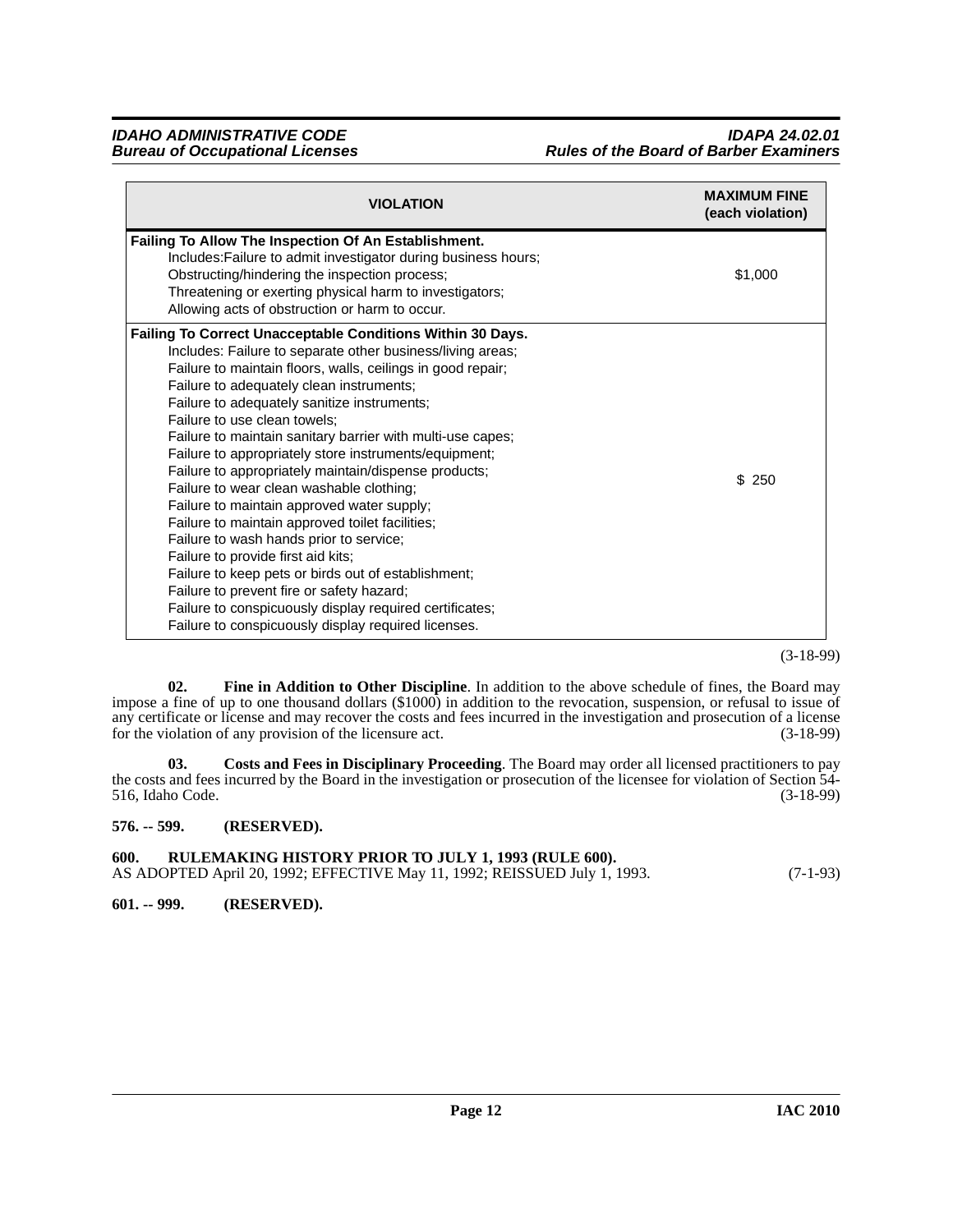| VIOLATION | MAXIMUM FINE (each violation) |
|---|---|
| **Failing To Allow The Inspection Of An Establishment.**<br>Includes:Failure to admit investigator during business hours;<br>Obstructing/hindering the inspection process;<br>Threatening or exerting physical harm to investigators;<br>Allowing acts of obstruction or harm to occur. | $1,000 |
| **Failing To Correct Unacceptable Conditions Within 30 Days.**<br>Includes: Failure to separate other business/living areas;<br>Failure to maintain floors, walls, ceilings in good repair;<br>Failure to adequately clean instruments;<br>Failure to adequately sanitize instruments;<br>Failure to use clean towels;<br>Failure to maintain sanitary barrier with multi-use capes;<br>Failure to appropriately store instruments/equipment;<br>Failure to appropriately maintain/dispense products;<br>Failure to wear clean washable clothing;<br>Failure to maintain approved water supply;<br>Failure to maintain approved toilet facilities;<br>Failure to wash hands prior to service;<br>Failure to provide first aid kits;<br>Failure to keep pets or birds out of establishment;<br>Failure to prevent fire or safety hazard;<br>Failure to conspicuously display required certificates;<br>Failure to conspicuously display required licenses. | $ 250 |

(3-18-99)

**02. Fine in Addition to Other Discipline**. In addition to the above schedule of fines, the Board may impose a fine of up to one thousand dollars ($1000) in addition to the revocation, suspension, or refusal to issue of any certificate or license and may recover the costs and fees incurred in the investigation and prosecution of a license for the violation of any provision of the licensure act. (3-18-99)

**03. Costs and Fees in Disciplinary Proceeding**. The Board may order all licensed practitioners to pay the costs and fees incurred by the Board in the investigation or prosecution of the licensee for violation of Section 54-516, Idaho Code. (3-18-99)

**576. -- 599. (RESERVED).**

**600. RULEMAKING HISTORY PRIOR TO JULY 1, 1993 (RULE 600).**
AS ADOPTED April 20, 1992; EFFECTIVE May 11, 1992; REISSUED July 1, 1993. (7-1-93)

**601. -- 999. (RESERVED).**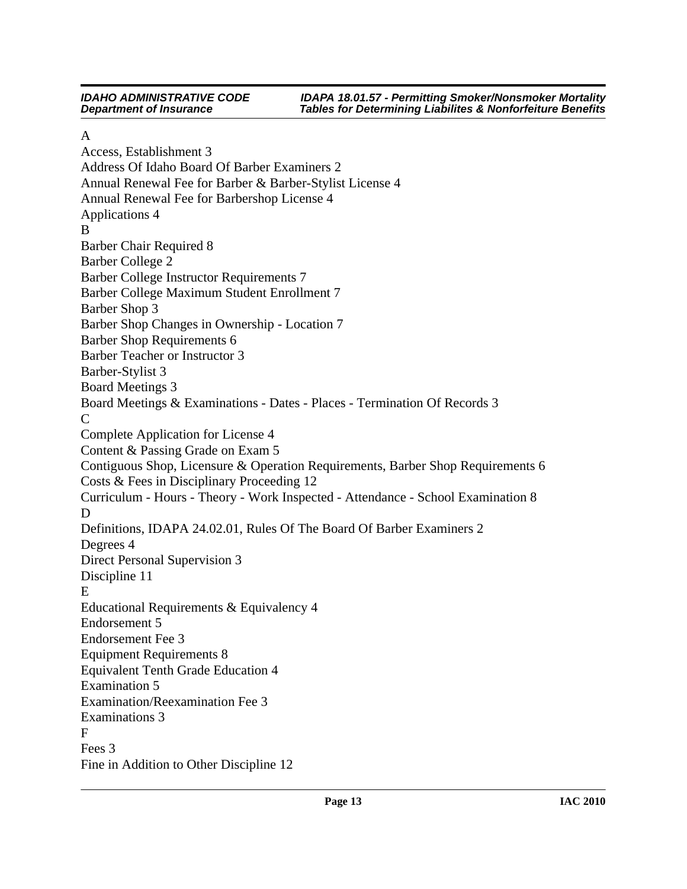A

Access, Establishment 3
Address Of Idaho Board Of Barber Examiners 2
Annual Renewal Fee for Barber & Barber-Stylist License 4
Annual Renewal Fee for Barbershop License 4
Applications 4

B

Barber Chair Required 8
Barber College 2
Barber College Instructor Requirements 7
Barber College Maximum Student Enrollment 7
Barber Shop 3
Barber Shop Changes in Ownership - Location 7
Barber Shop Requirements 6
Barber Teacher or Instructor 3
Barber-Stylist 3
Board Meetings 3
Board Meetings & Examinations - Dates - Places - Termination Of Records 3

C

Complete Application for License 4
Content & Passing Grade on Exam 5
Contiguous Shop, Licensure & Operation Requirements, Barber Shop Requirements 6
Costs & Fees in Disciplinary Proceeding 12
Curriculum - Hours - Theory - Work Inspected - Attendance - School Examination 8

D

Definitions, IDAPA 24.02.01, Rules Of The Board Of Barber Examiners 2
Degrees 4
Direct Personal Supervision 3
Discipline 11

E

Educational Requirements & Equivalency 4
Endorsement 5
Endorsement Fee 3
Equipment Requirements 8
Equivalent Tenth Grade Education 4
Examination 5
Examination/Reexamination Fee 3
Examinations 3

F

Fees 3
Fine in Addition to Other Discipline 12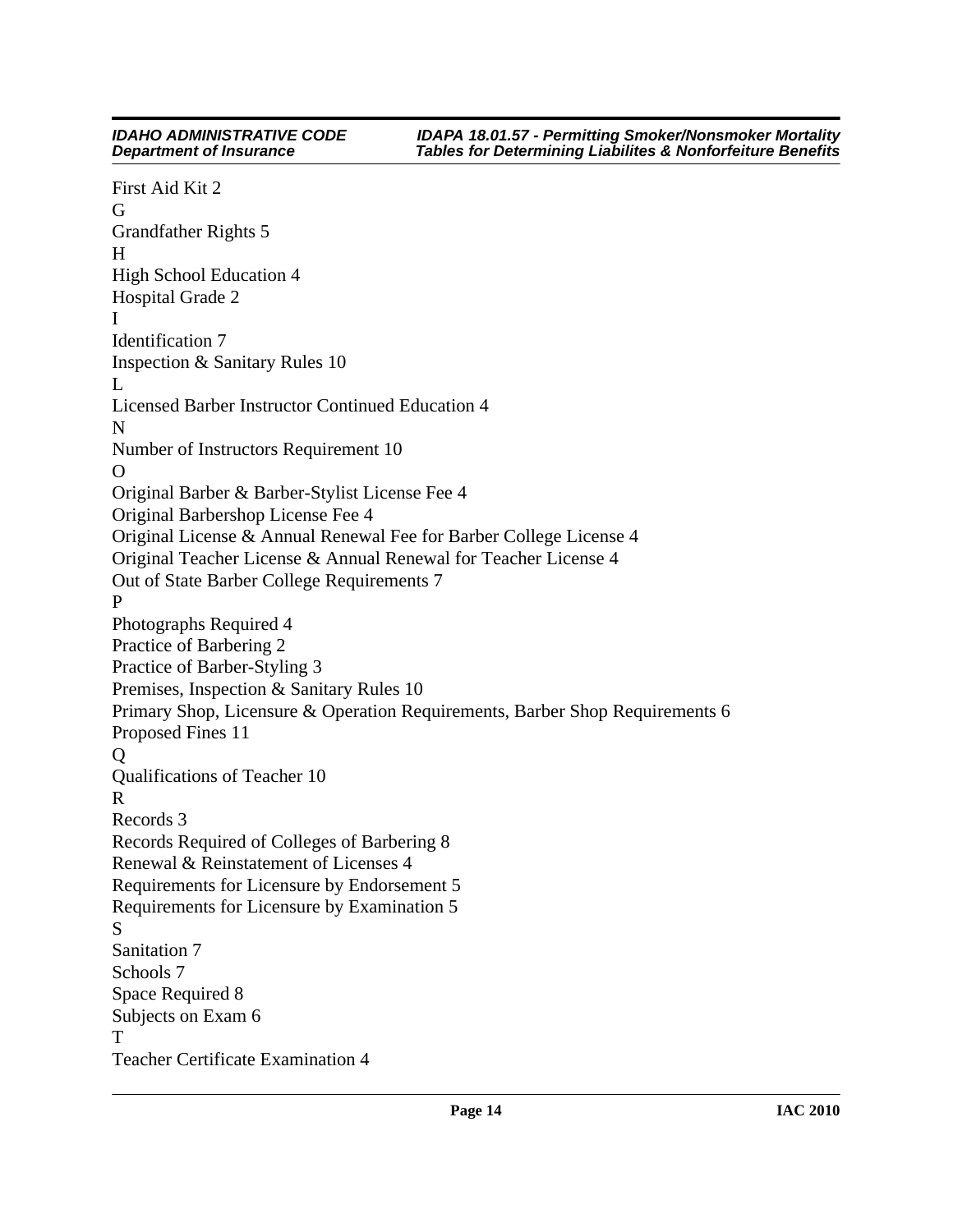First Aid Kit 2

G

Grandfather Rights 5

H

High School Education 4

Hospital Grade 2

I

Identification 7

Inspection & Sanitary Rules 10

L

Licensed Barber Instructor Continued Education 4

N

Number of Instructors Requirement 10

O

Original Barber & Barber-Stylist License Fee 4

Original Barbershop License Fee 4

Original License & Annual Renewal Fee for Barber College License 4

Original Teacher License & Annual Renewal for Teacher License 4

Out of State Barber College Requirements 7

P

Photographs Required 4

Practice of Barbering 2

Practice of Barber-Styling 3

Premises, Inspection & Sanitary Rules 10

Primary Shop, Licensure & Operation Requirements, Barber Shop Requirements 6

Proposed Fines 11

Q

Qualifications of Teacher 10

R

Records 3

Records Required of Colleges of Barbering 8

Renewal & Reinstatement of Licenses 4

Requirements for Licensure by Endorsement 5

Requirements for Licensure by Examination 5

S

Sanitation 7

Schools 7

Space Required 8

Subjects on Exam 6

T

Teacher Certificate Examination 4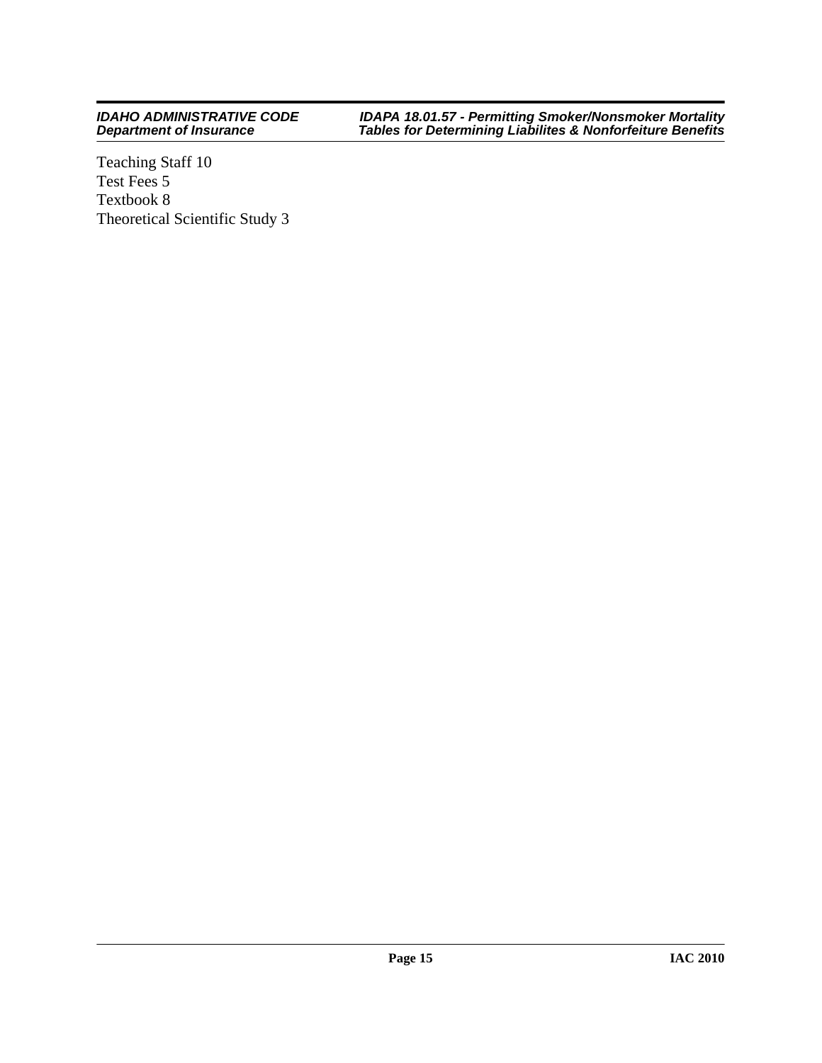Teaching Staff 10
Test Fees 5
Textbook 8
Theoretical Scientific Study 3